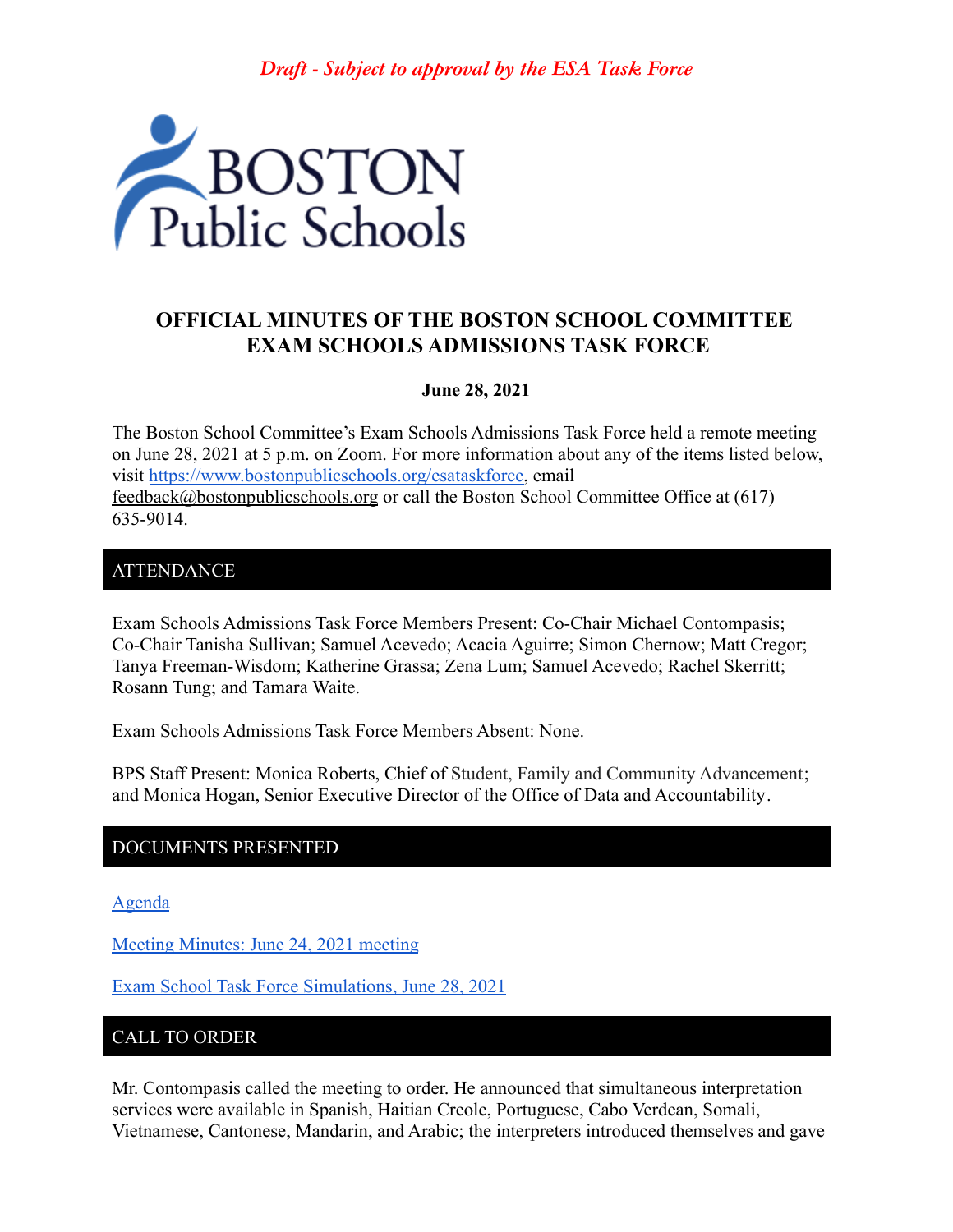*Draft - Subject to approval by the ESA Task Force*

# OFFICIAL MINUTES OF THE BOSTON SCHOOL COMMITTEE EXAM SCHOOLS ADMISSIONS TASK FORCE

**June 28, 2021**

The Boston School Committee's Exam Schools Admissions Task Force held a remote meeting on June 28, 2021 at 5 p.m. on Zoom. For more information about any of the items listed below, visit https://www.bostonpublicschools.org/esataskforce, email feedback@bostonpublicschools.org or call the Boston School Committee Office at (617) 635-9014.

## ATTENDANCE

Exam Schools Admissions Task Force Members Present: Co-Chair Michael Contompasis; Co-Chair Tanisha Sullivan; Samuel Acevedo; Acacia Aguirre; Simon Chernow; Matt Cregor; Tanya Freeman-Wisdom; Katherine Grassa; Zena Lum; Samuel Acevedo; Rachel Skerritt; Rosann Tung; and Tamara Waite.

Exam Schools Admissions Task Force Members Absent: None.

BPS Staff Present: Monica Roberts, Chief of Student, Family and Community Advancement; and Monica Hogan, Senior Executive Director of the Office of Data and Accountability.

## DOCUMENTS PRESENTED

Agenda

Meeting Minutes: June 24, 2021 meeting

Exam School Task Force Simulations, June 28, 2021

## CALL TO ORDER

Mr. Contompasis called the meeting to order. He announced that simultaneous interpretation services were available in Spanish, Haitian Creole, Portuguese, Cabo Verdean, Somali, Vietnamese, Cantonese, Mandarin, and Arabic; the interpreters introduced themselves and gave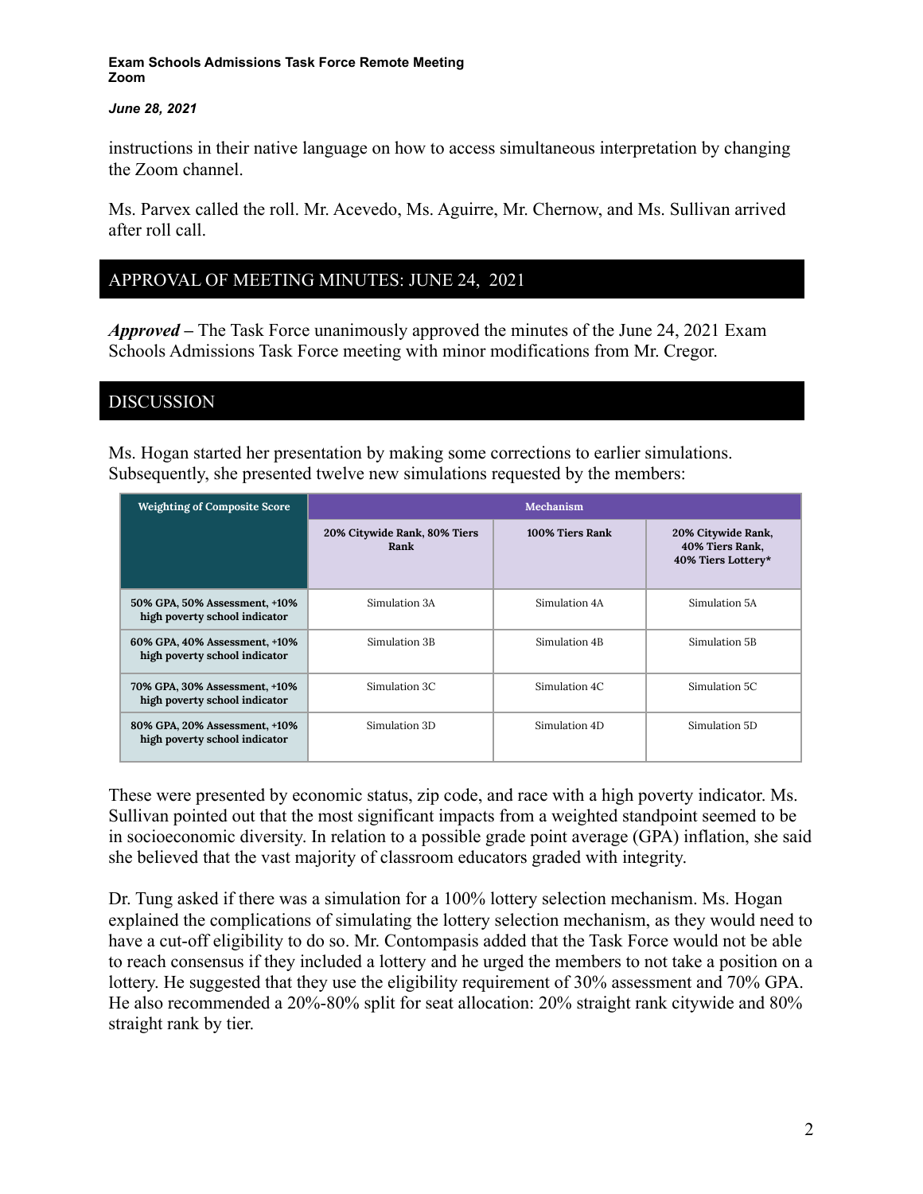instructions in their native language on how to access simultaneous interpretation by changing the Zoom channel.

Ms. Parvex called the roll. Mr. Acevedo, Ms. Aguirre, Mr. Chernow, and Ms. Sullivan arrived after roll call.

## APPROVAL OF MEETING MINUTES: JUNE 24, 2021

***Approved*** **–** The Task Force unanimously approved the minutes of the June 24, 2021 Exam Schools Admissions Task Force meeting with minor modifications from Mr. Cregor.

## DISCUSSION

Ms. Hogan started her presentation by making some corrections to earlier simulations. Subsequently, she presented twelve new simulations requested by the members:

| Weighting of Composite Score | Mechanism | | |
|---|---|---|---|
| | 20% Citywide Rank, 80% Tiers Rank | 100% Tiers Rank | 20% Citywide Rank, 40% Tiers Rank, 40% Tiers Lottery* |
| 50% GPA, 50% Assessment, +10% high poverty school indicator | Simulation 3A | Simulation 4A | Simulation 5A |
| 60% GPA, 40% Assessment, +10% high poverty school indicator | Simulation 3B | Simulation 4B | Simulation 5B |
| 70% GPA, 30% Assessment, +10% high poverty school indicator | Simulation 3C | Simulation 4C | Simulation 5C |
| 80% GPA, 20% Assessment, +10% high poverty school indicator | Simulation 3D | Simulation 4D | Simulation 5D |

These were presented by economic status, zip code, and race with a high poverty indicator. Ms. Sullivan pointed out that the most significant impacts from a weighted standpoint seemed to be in socioeconomic diversity. In relation to a possible grade point average (GPA) inflation, she said she believed that the vast majority of classroom educators graded with integrity.

Dr. Tung asked if there was a simulation for a 100% lottery selection mechanism. Ms. Hogan explained the complications of simulating the lottery selection mechanism, as they would need to have a cut-off eligibility to do so. Mr. Contompasis added that the Task Force would not be able to reach consensus if they included a lottery and he urged the members to not take a position on a lottery. He suggested that they use the eligibility requirement of 30% assessment and 70% GPA. He also recommended a 20%-80% split for seat allocation: 20% straight rank citywide and 80% straight rank by tier.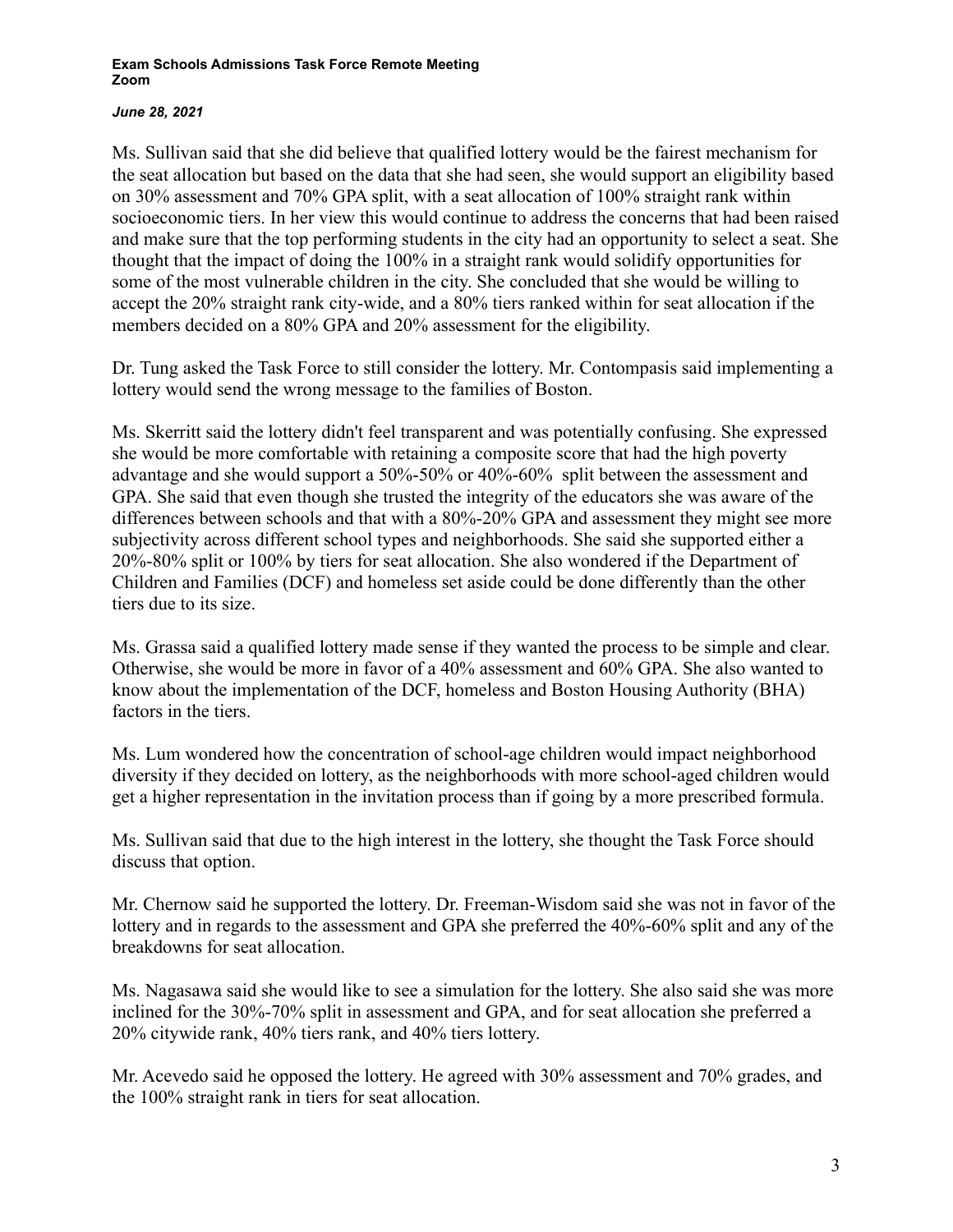Ms. Sullivan said that she did believe that qualified lottery would be the fairest mechanism for the seat allocation but based on the data that she had seen, she would support an eligibility based on 30% assessment and 70% GPA split, with a seat allocation of 100% straight rank within socioeconomic tiers. In her view this would continue to address the concerns that had been raised and make sure that the top performing students in the city had an opportunity to select a seat. She thought that the impact of doing the 100% in a straight rank would solidify opportunities for some of the most vulnerable children in the city. She concluded that she would be willing to accept the 20% straight rank city-wide, and a 80% tiers ranked within for seat allocation if the members decided on a 80% GPA and 20% assessment for the eligibility.

Dr. Tung asked the Task Force to still consider the lottery. Mr. Contompasis said implementing a lottery would send the wrong message to the families of Boston.

Ms. Skerritt said the lottery didn't feel transparent and was potentially confusing. She expressed she would be more comfortable with retaining a composite score that had the high poverty advantage and she would support a 50%-50% or 40%-60% split between the assessment and GPA. She said that even though she trusted the integrity of the educators she was aware of the differences between schools and that with a 80%-20% GPA and assessment they might see more subjectivity across different school types and neighborhoods. She said she supported either a 20%-80% split or 100% by tiers for seat allocation. She also wondered if the Department of Children and Families (DCF) and homeless set aside could be done differently than the other tiers due to its size.

Ms. Grassa said a qualified lottery made sense if they wanted the process to be simple and clear. Otherwise, she would be more in favor of a 40% assessment and 60% GPA. She also wanted to know about the implementation of the DCF, homeless and Boston Housing Authority (BHA) factors in the tiers.

Ms. Lum wondered how the concentration of school-age children would impact neighborhood diversity if they decided on lottery, as the neighborhoods with more school-aged children would get a higher representation in the invitation process than if going by a more prescribed formula.

Ms. Sullivan said that due to the high interest in the lottery, she thought the Task Force should discuss that option.

Mr. Chernow said he supported the lottery. Dr. Freeman-Wisdom said she was not in favor of the lottery and in regards to the assessment and GPA she preferred the 40%-60% split and any of the breakdowns for seat allocation.

Ms. Nagasawa said she would like to see a simulation for the lottery. She also said she was more inclined for the 30%-70% split in assessment and GPA, and for seat allocation she preferred a 20% citywide rank, 40% tiers rank, and 40% tiers lottery.

Mr. Acevedo said he opposed the lottery. He agreed with 30% assessment and 70% grades, and the 100% straight rank in tiers for seat allocation.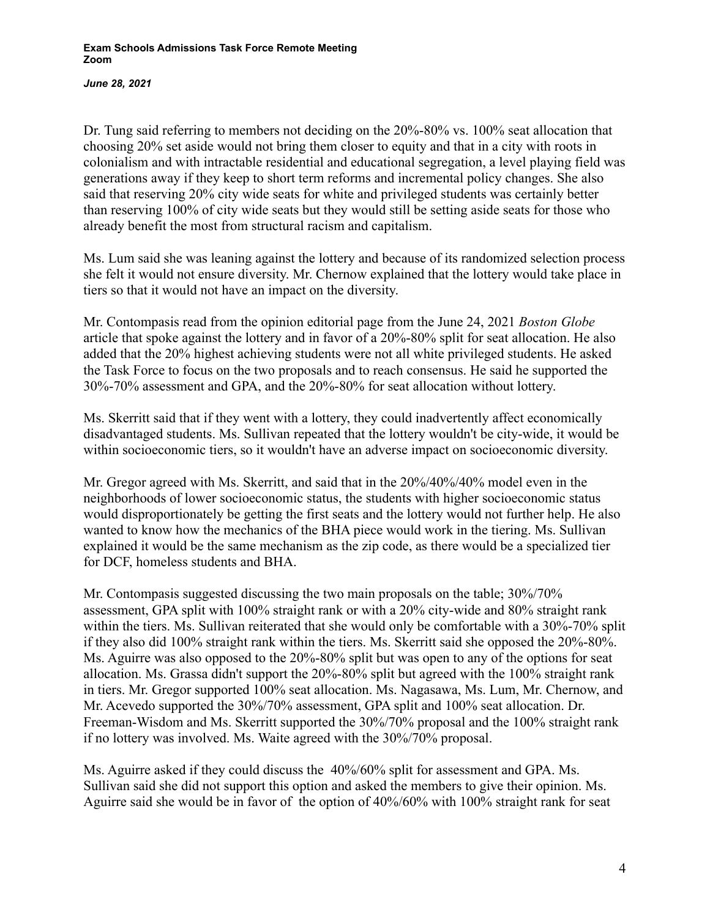Dr. Tung said referring to members not deciding on the 20%-80% vs. 100% seat allocation that choosing 20% set aside would not bring them closer to equity and that in a city with roots in colonialism and with intractable residential and educational segregation, a level playing field was generations away if they keep to short term reforms and incremental policy changes. She also said that reserving 20% city wide seats for white and privileged students was certainly better than reserving 100% of city wide seats but they would still be setting aside seats for those who already benefit the most from structural racism and capitalism.

Ms. Lum said she was leaning against the lottery and because of its randomized selection process she felt it would not ensure diversity. Mr. Chernow explained that the lottery would take place in tiers so that it would not have an impact on the diversity.

Mr. Contompasis read from the opinion editorial page from the June 24, 2021 *Boston Globe* article that spoke against the lottery and in favor of a 20%-80% split for seat allocation. He also added that the 20% highest achieving students were not all white privileged students. He asked the Task Force to focus on the two proposals and to reach consensus. He said he supported the 30%-70% assessment and GPA, and the 20%-80% for seat allocation without lottery.

Ms. Skerritt said that if they went with a lottery, they could inadvertently affect economically disadvantaged students. Ms. Sullivan repeated that the lottery wouldn't be city-wide, it would be within socioeconomic tiers, so it wouldn't have an adverse impact on socioeconomic diversity.

Mr. Gregor agreed with Ms. Skerritt, and said that in the 20%/40%/40% model even in the neighborhoods of lower socioeconomic status, the students with higher socioeconomic status would disproportionately be getting the first seats and the lottery would not further help. He also wanted to know how the mechanics of the BHA piece would work in the tiering. Ms. Sullivan explained it would be the same mechanism as the zip code, as there would be a specialized tier for DCF, homeless students and BHA.

Mr. Contompasis suggested discussing the two main proposals on the table; 30%/70% assessment, GPA split with 100% straight rank or with a 20% city-wide and 80% straight rank within the tiers. Ms. Sullivan reiterated that she would only be comfortable with a 30%-70% split if they also did 100% straight rank within the tiers. Ms. Skerritt said she opposed the 20%-80%. Ms. Aguirre was also opposed to the 20%-80% split but was open to any of the options for seat allocation. Ms. Grassa didn't support the 20%-80% split but agreed with the 100% straight rank in tiers. Mr. Gregor supported 100% seat allocation. Ms. Nagasawa, Ms. Lum, Mr. Chernow, and Mr. Acevedo supported the 30%/70% assessment, GPA split and 100% seat allocation. Dr. Freeman-Wisdom and Ms. Skerritt supported the 30%/70% proposal and the 100% straight rank if no lottery was involved. Ms. Waite agreed with the 30%/70% proposal.

Ms. Aguirre asked if they could discuss the 40%/60% split for assessment and GPA. Ms. Sullivan said she did not support this option and asked the members to give their opinion. Ms. Aguirre said she would be in favor of the option of 40%/60% with 100% straight rank for seat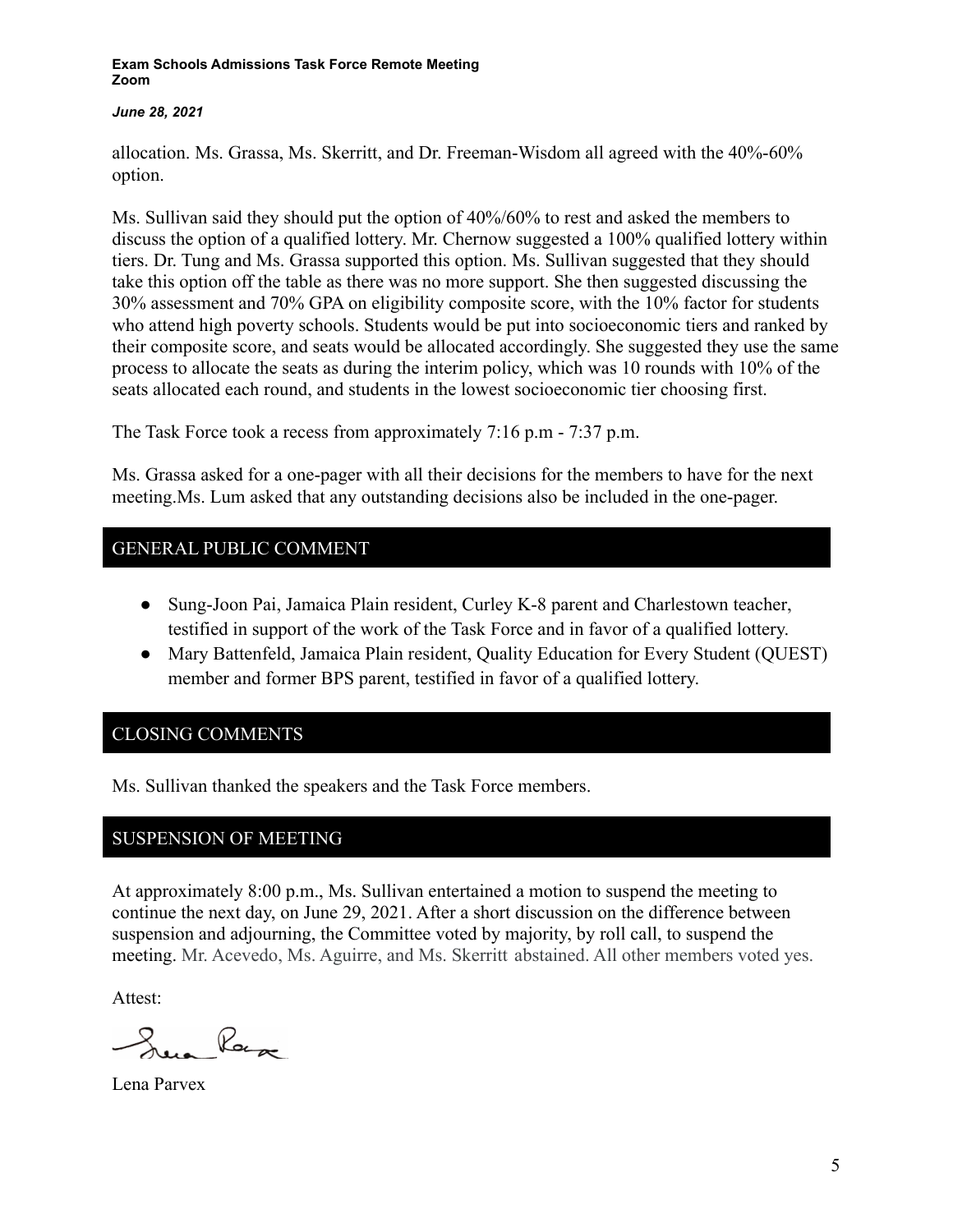allocation. Ms. Grassa, Ms. Skerritt, and Dr. Freeman-Wisdom all agreed with the 40%-60% option.

Ms. Sullivan said they should put the option of 40%/60% to rest and asked the members to discuss the option of a qualified lottery. Mr. Chernow suggested a 100% qualified lottery within tiers. Dr. Tung and Ms. Grassa supported this option. Ms. Sullivan suggested that they should take this option off the table as there was no more support. She then suggested discussing the 30% assessment and 70% GPA on eligibility composite score, with the 10% factor for students who attend high poverty schools. Students would be put into socioeconomic tiers and ranked by their composite score, and seats would be allocated accordingly. She suggested they use the same process to allocate the seats as during the interim policy, which was 10 rounds with 10% of the seats allocated each round, and students in the lowest socioeconomic tier choosing first.

The Task Force took a recess from approximately 7:16 p.m - 7:37 p.m.

Ms. Grassa asked for a one-pager with all their decisions for the members to have for the next meeting.Ms. Lum asked that any outstanding decisions also be included in the one-pager.

## GENERAL PUBLIC COMMENT

- Sung-Joon Pai, Jamaica Plain resident, Curley K-8 parent and Charlestown teacher, testified in support of the work of the Task Force and in favor of a qualified lottery.
- Mary Battenfeld, Jamaica Plain resident, Quality Education for Every Student (QUEST) member and former BPS parent, testified in favor of a qualified lottery.

## CLOSING COMMENTS

Ms. Sullivan thanked the speakers and the Task Force members.

## SUSPENSION OF MEETING

At approximately 8:00 p.m., Ms. Sullivan entertained a motion to suspend the meeting to continue the next day, on June 29, 2021. After a short discussion on the difference between suspension and adjourning, the Committee voted by majority, by roll call, to suspend the meeting. Mr. Acevedo, Ms. Aguirre, and Ms. Skerritt abstained. All other members voted yes.

Attest:

Lena Parvex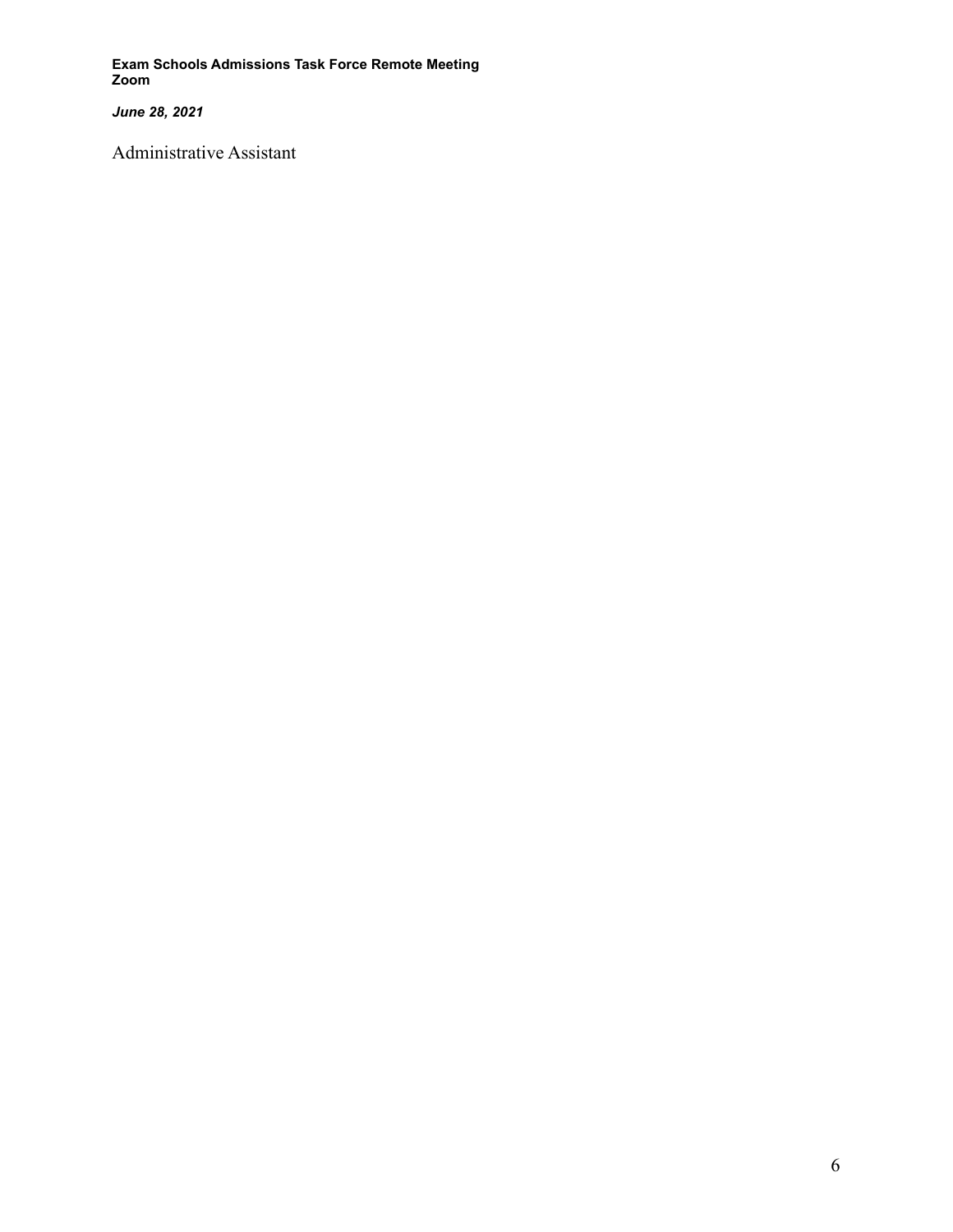Administrative Assistant